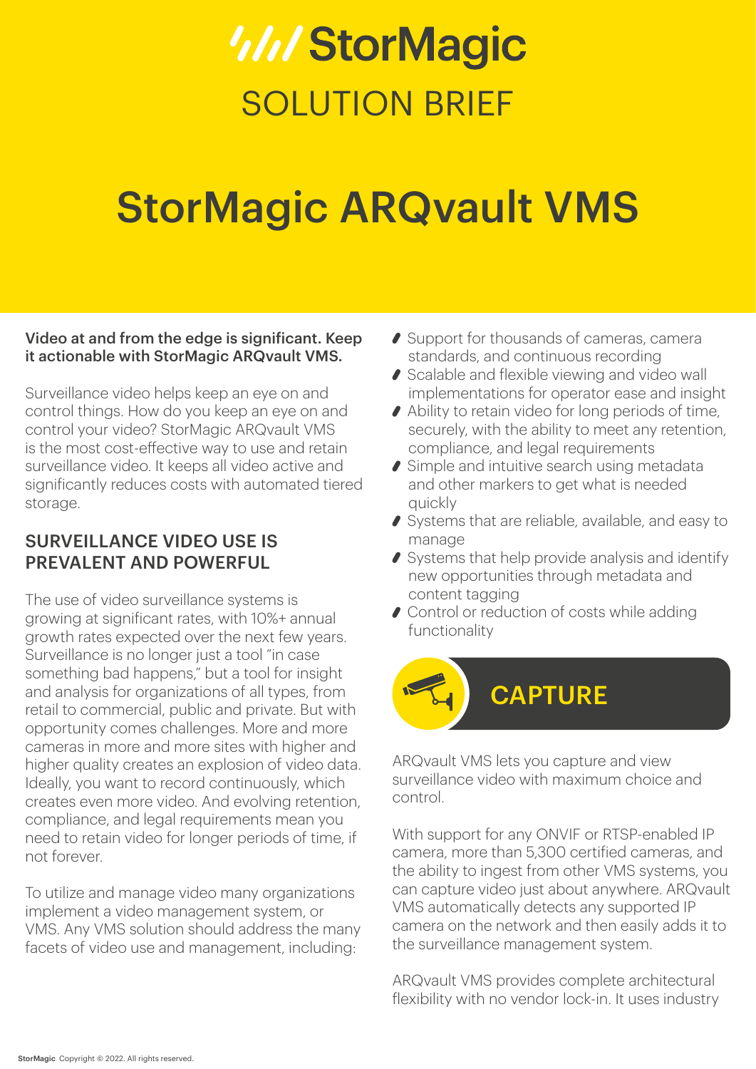# StorMagic

SOLUTION BRIEF

# StorMagic ARQvault VMS

**Video at and from the edge is significant. Keep it actionable with StorMagic ARQvault VMS.**

Surveillance video helps keep an eye on and control things. How do you keep an eye on and control your video? StorMagic ARQvault VMS is the most cost-effective way to use and retain surveillance video. It keeps all video active and significantly reduces costs with automated tiered storage.

## SURVEILLANCE VIDEO USE IS PREVALENT AND POWERFUL

The use of video surveillance systems is growing at significant rates, with 10%+ annual growth rates expected over the next few years. Surveillance is no longer just a tool "in case something bad happens," but a tool for insight and analysis for organizations of all types, from retail to commercial, public and private. But with opportunity comes challenges. More and more cameras in more and more sites with higher and higher quality creates an explosion of video data. Ideally, you want to record continuously, which creates even more video. And evolving retention, compliance, and legal requirements mean you need to retain video for longer periods of time, if not forever.

To utilize and manage video many organizations implement a video management system, or VMS. Any VMS solution should address the many facets of video use and management, including:

- Support for thousands of cameras, camera standards, and continuous recording
- Scalable and flexible viewing and video wall implementations for operator ease and insight
- Ability to retain video for long periods of time, securely, with the ability to meet any retention, compliance, and legal requirements
- Simple and intuitive search using metadata and other markers to get what is needed quickly
- Systems that are reliable, available, and easy to manage
- Systems that help provide analysis and identify new opportunities through metadata and content tagging
- Control or reduction of costs while adding functionality

## CAPTURE

ARQvault VMS lets you capture and view surveillance video with maximum choice and control.

With support for any ONVIF or RTSP-enabled IP camera, more than 5,300 certified cameras, and the ability to ingest from other VMS systems, you can capture video just about anywhere. ARQvault VMS automatically detects any supported IP camera on the network and then easily adds it to the surveillance management system.

ARQvault VMS provides complete architectural flexibility with no vendor lock-in. It uses industry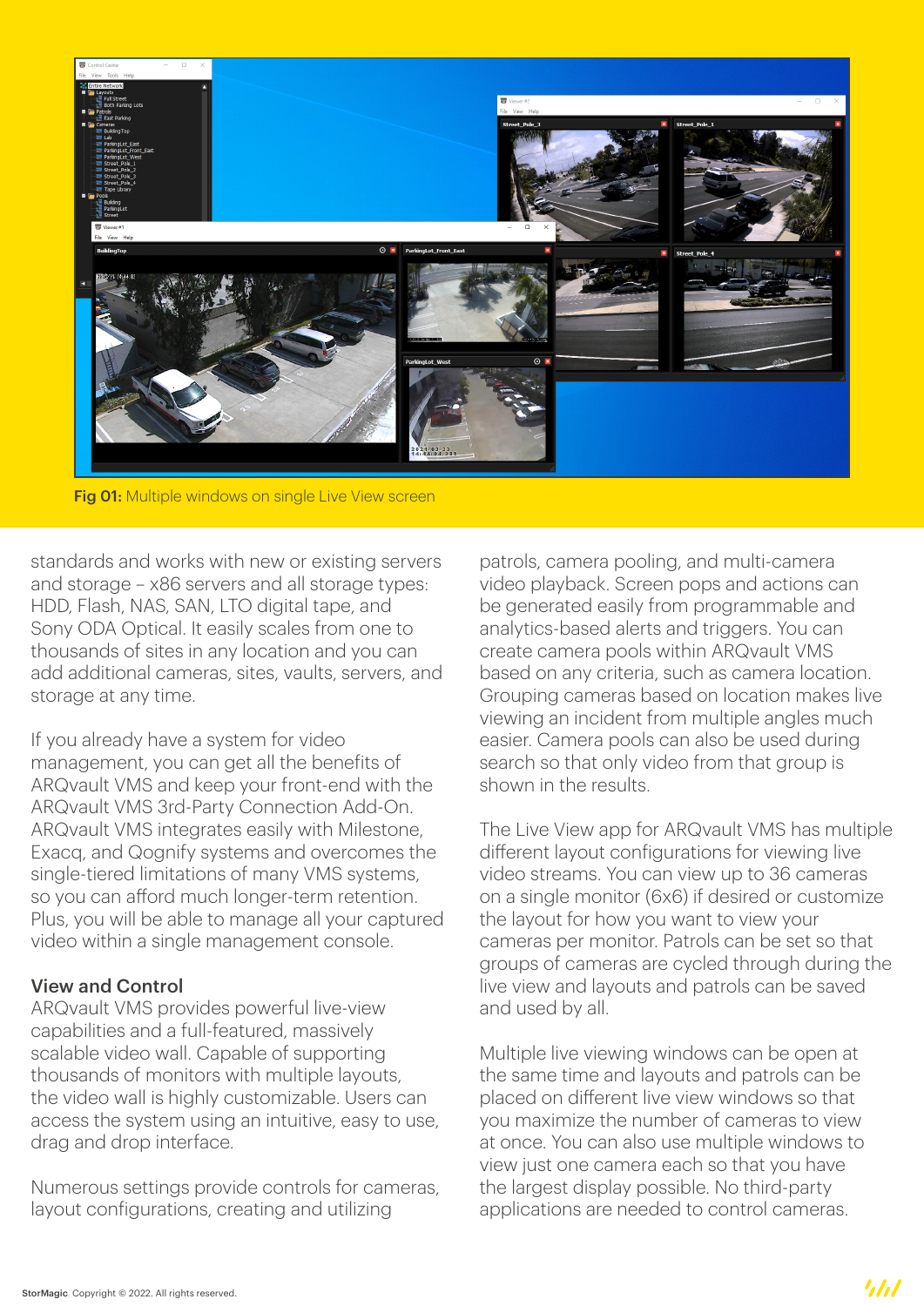**Fig 01:** Multiple windows on single Live View screen

standards and works with new or existing servers and storage – x86 servers and all storage types: HDD, Flash, NAS, SAN, LTO digital tape, and Sony ODA Optical. It easily scales from one to thousands of sites in any location and you can add additional cameras, sites, vaults, servers, and storage at any time.

If you already have a system for video management, you can get all the benefits of ARQvault VMS and keep your front-end with the ARQvault VMS 3rd-Party Connection Add-On. ARQvault VMS integrates easily with Milestone, Exacq, and Qognify systems and overcomes the single-tiered limitations of many VMS systems, so you can afford much longer-term retention. Plus, you will be able to manage all your captured video within a single management console.

**View and Control**

ARQvault VMS provides powerful live-view capabilities and a full-featured, massively scalable video wall. Capable of supporting thousands of monitors with multiple layouts, the video wall is highly customizable. Users can access the system using an intuitive, easy to use, drag and drop interface.

Numerous settings provide controls for cameras, layout configurations, creating and utilizing patrols, camera pooling, and multi-camera video playback. Screen pops and actions can be generated easily from programmable and analytics-based alerts and triggers. You can create camera pools within ARQvault VMS based on any criteria, such as camera location. Grouping cameras based on location makes live viewing an incident from multiple angles much easier. Camera pools can also be used during search so that only video from that group is shown in the results.

The Live View app for ARQvault VMS has multiple different layout configurations for viewing live video streams. You can view up to 36 cameras on a single monitor (6x6) if desired or customize the layout for how you want to view your cameras per monitor. Patrols can be set so that groups of cameras are cycled through during the live view and layouts and patrols can be saved and used by all.

Multiple live viewing windows can be open at the same time and layouts and patrols can be placed on different live view windows so that you maximize the number of cameras to view at once. You can also use multiple windows to view just one camera each so that you have the largest display possible. No third-party applications are needed to control cameras.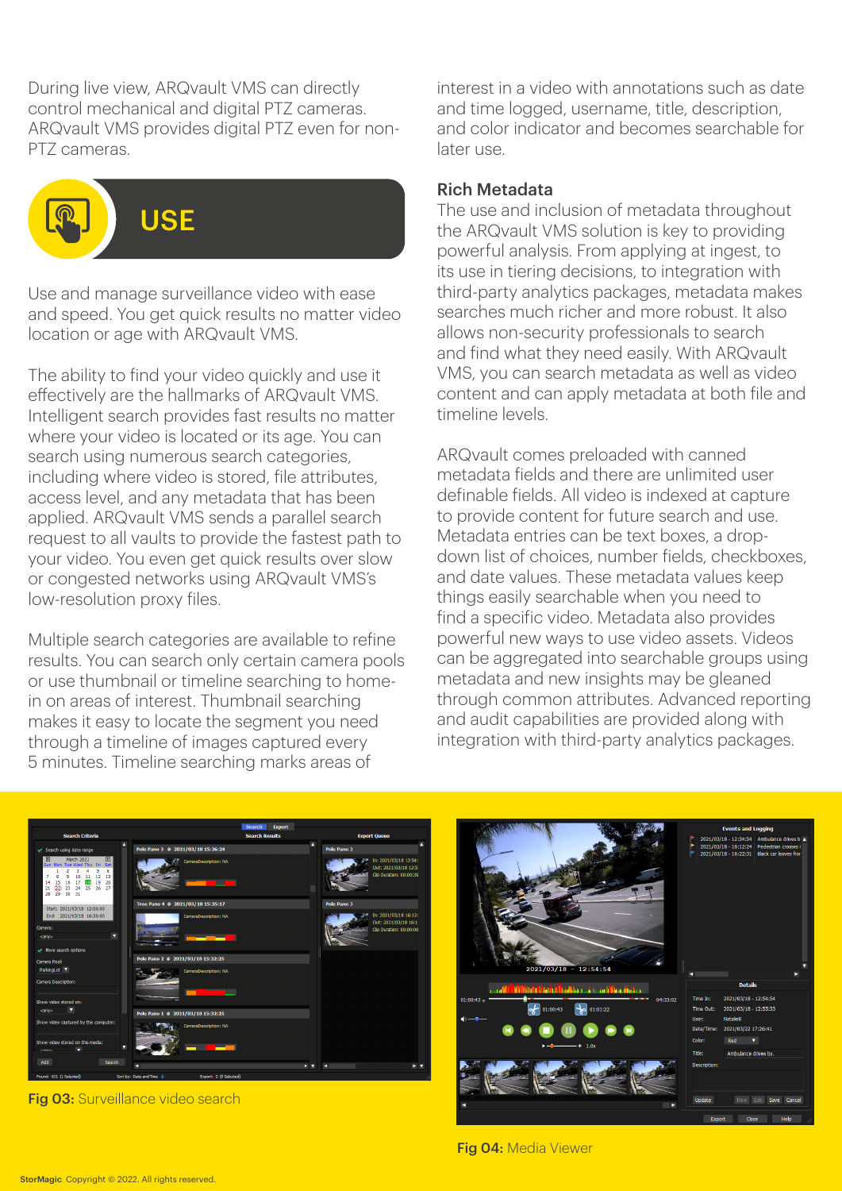During live view, ARQvault VMS can directly control mechanical and digital PTZ cameras. ARQvault VMS provides digital PTZ even for non-PTZ cameras.

## USE

Use and manage surveillance video with ease and speed. You get quick results no matter video location or age with ARQvault VMS.

The ability to find your video quickly and use it effectively are the hallmarks of ARQvault VMS. Intelligent search provides fast results no matter where your video is located or its age. You can search using numerous search categories, including where video is stored, file attributes, access level, and any metadata that has been applied. ARQvault VMS sends a parallel search request to all vaults to provide the fastest path to your video. You even get quick results over slow or congested networks using ARQvault VMS's low-resolution proxy files.

Multiple search categories are available to refine results. You can search only certain camera pools or use thumbnail or timeline searching to home-in on areas of interest. Thumbnail searching makes it easy to locate the segment you need through a timeline of images captured every 5 minutes. Timeline searching marks areas of interest in a video with annotations such as date and time logged, username, title, description, and color indicator and becomes searchable for later use.

### Rich Metadata

The use and inclusion of metadata throughout the ARQvault VMS solution is key to providing powerful analysis. From applying at ingest, to its use in tiering decisions, to integration with third-party analytics packages, metadata makes searches much richer and more robust. It also allows non-security professionals to search and find what they need easily. With ARQvault VMS, you can search metadata as well as video content and can apply metadata at both file and timeline levels.

ARQvault comes preloaded with canned metadata fields and there are unlimited user definable fields. All video is indexed at capture to provide content for future search and use. Metadata entries can be text boxes, a drop-down list of choices, number fields, checkboxes, and date values. These metadata values keep things easily searchable when you need to find a specific video. Metadata also provides powerful new ways to use video assets. Videos can be aggregated into searchable groups using metadata and new insights may be gleaned through common attributes. Advanced reporting and audit capabilities are provided along with integration with third-party analytics packages.

**Fig 03:** Surveillance video search

**Fig 04:** Media Viewer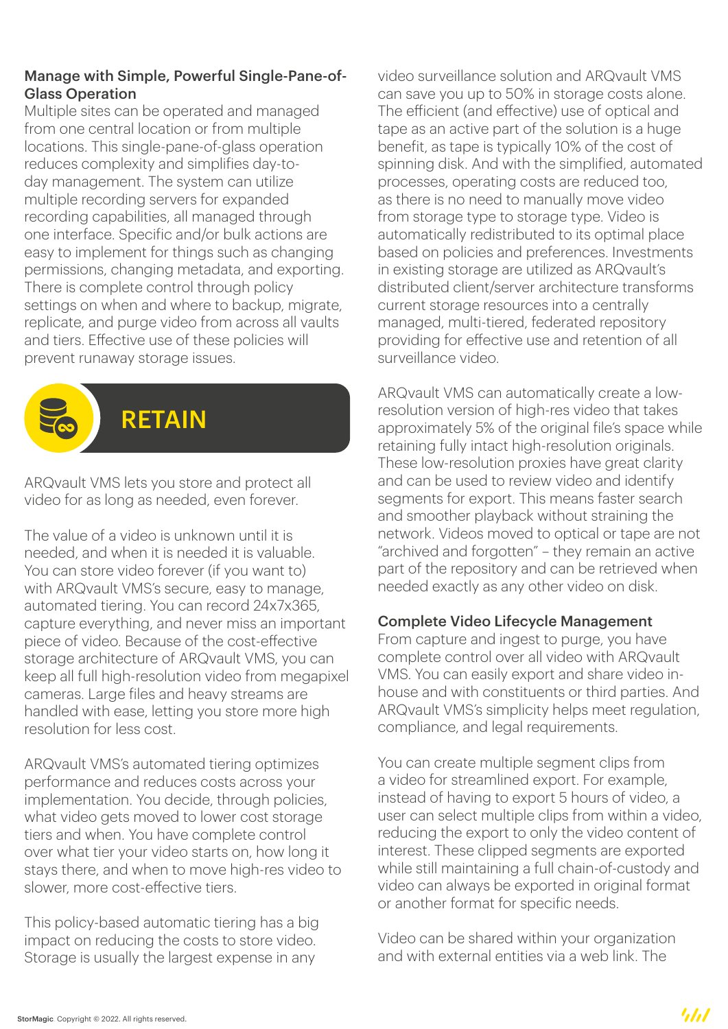### Manage with Simple, Powerful Single-Pane-of-Glass Operation

Multiple sites can be operated and managed from one central location or from multiple locations. This single-pane-of-glass operation reduces complexity and simplifies day-to-day management. The system can utilize multiple recording servers for expanded recording capabilities, all managed through one interface. Specific and/or bulk actions are easy to implement for things such as changing permissions, changing metadata, and exporting. There is complete control through policy settings on when and where to backup, migrate, replicate, and purge video from across all vaults and tiers. Effective use of these policies will prevent runaway storage issues.

## RETAIN

ARQvault VMS lets you store and protect all video for as long as needed, even forever.

The value of a video is unknown until it is needed, and when it is needed it is valuable. You can store video forever (if you want to) with ARQvault VMS's secure, easy to manage, automated tiering. You can record 24x7x365, capture everything, and never miss an important piece of video. Because of the cost-effective storage architecture of ARQvault VMS, you can keep all full high-resolution video from megapixel cameras. Large files and heavy streams are handled with ease, letting you store more high resolution for less cost.

ARQvault VMS's automated tiering optimizes performance and reduces costs across your implementation. You decide, through policies, what video gets moved to lower cost storage tiers and when. You have complete control over what tier your video starts on, how long it stays there, and when to move high-res video to slower, more cost-effective tiers.

This policy-based automatic tiering has a big impact on reducing the costs to store video. Storage is usually the largest expense in any video surveillance solution and ARQvault VMS can save you up to 50% in storage costs alone. The efficient (and effective) use of optical and tape as an active part of the solution is a huge benefit, as tape is typically 10% of the cost of spinning disk. And with the simplified, automated processes, operating costs are reduced too, as there is no need to manually move video from storage type to storage type. Video is automatically redistributed to its optimal place based on policies and preferences. Investments in existing storage are utilized as ARQvault's distributed client/server architecture transforms current storage resources into a centrally managed, multi-tiered, federated repository providing for effective use and retention of all surveillance video.

ARQvault VMS can automatically create a low-resolution version of high-res video that takes approximately 5% of the original file's space while retaining fully intact high-resolution originals. These low-resolution proxies have great clarity and can be used to review video and identify segments for export. This means faster search and smoother playback without straining the network. Videos moved to optical or tape are not "archived and forgotten" – they remain an active part of the repository and can be retrieved when needed exactly as any other video on disk.

### Complete Video Lifecycle Management

From capture and ingest to purge, you have complete control over all video with ARQvault VMS. You can easily export and share video in-house and with constituents or third parties. And ARQvault VMS's simplicity helps meet regulation, compliance, and legal requirements.

You can create multiple segment clips from a video for streamlined export. For example, instead of having to export 5 hours of video, a user can select multiple clips from within a video, reducing the export to only the video content of interest. These clipped segments are exported while still maintaining a full chain-of-custody and video can always be exported in original format or another format for specific needs.

Video can be shared within your organization and with external entities via a web link. The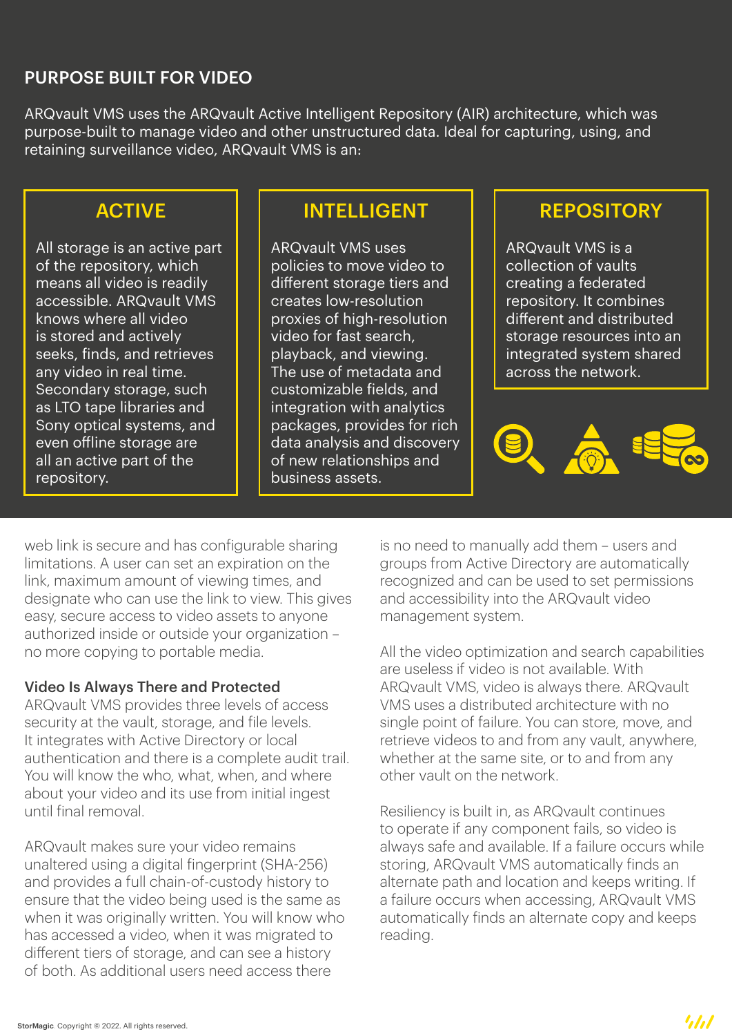## PURPOSE BUILT FOR VIDEO

ARQvault VMS uses the ARQvault Active Intelligent Repository (AIR) architecture, which was purpose-built to manage video and other unstructured data. Ideal for capturing, using, and retaining surveillance video, ARQvault VMS is an:

### ACTIVE

All storage is an active part of the repository, which means all video is readily accessible. ARQvault VMS knows where all video is stored and actively seeks, finds, and retrieves any video in real time. Secondary storage, such as LTO tape libraries and Sony optical systems, and even offline storage are all an active part of the repository.

### INTELLIGENT

ARQvault VMS uses policies to move video to different storage tiers and creates low-resolution proxies of high-resolution video for fast search, playback, and viewing. The use of metadata and customizable fields, and integration with analytics packages, provides for rich data analysis and discovery of new relationships and business assets.

### REPOSITORY

ARQvault VMS is a collection of vaults creating a federated repository. It combines different and distributed storage resources into an integrated system shared across the network.

web link is secure and has configurable sharing limitations. A user can set an expiration on the link, maximum amount of viewing times, and designate who can use the link to view. This gives easy, secure access to video assets to anyone authorized inside or outside your organization – no more copying to portable media.

**Video Is Always There and Protected**

ARQvault VMS provides three levels of access security at the vault, storage, and file levels. It integrates with Active Directory or local authentication and there is a complete audit trail. You will know the who, what, when, and where about your video and its use from initial ingest until final removal.

ARQvault makes sure your video remains unaltered using a digital fingerprint (SHA-256) and provides a full chain-of-custody history to ensure that the video being used is the same as when it was originally written. You will know who has accessed a video, when it was migrated to different tiers of storage, and can see a history of both. As additional users need access there is no need to manually add them – users and groups from Active Directory are automatically recognized and can be used to set permissions and accessibility into the ARQvault video management system.

All the video optimization and search capabilities are useless if video is not available. With ARQvault VMS, video is always there. ARQvault VMS uses a distributed architecture with no single point of failure. You can store, move, and retrieve videos to and from any vault, anywhere, whether at the same site, or to and from any other vault on the network.

Resiliency is built in, as ARQvault continues to operate if any component fails, so video is always safe and available. If a failure occurs while storing, ARQvault VMS automatically finds an alternate path and location and keeps writing. If a failure occurs when accessing, ARQvault VMS automatically finds an alternate copy and keeps reading.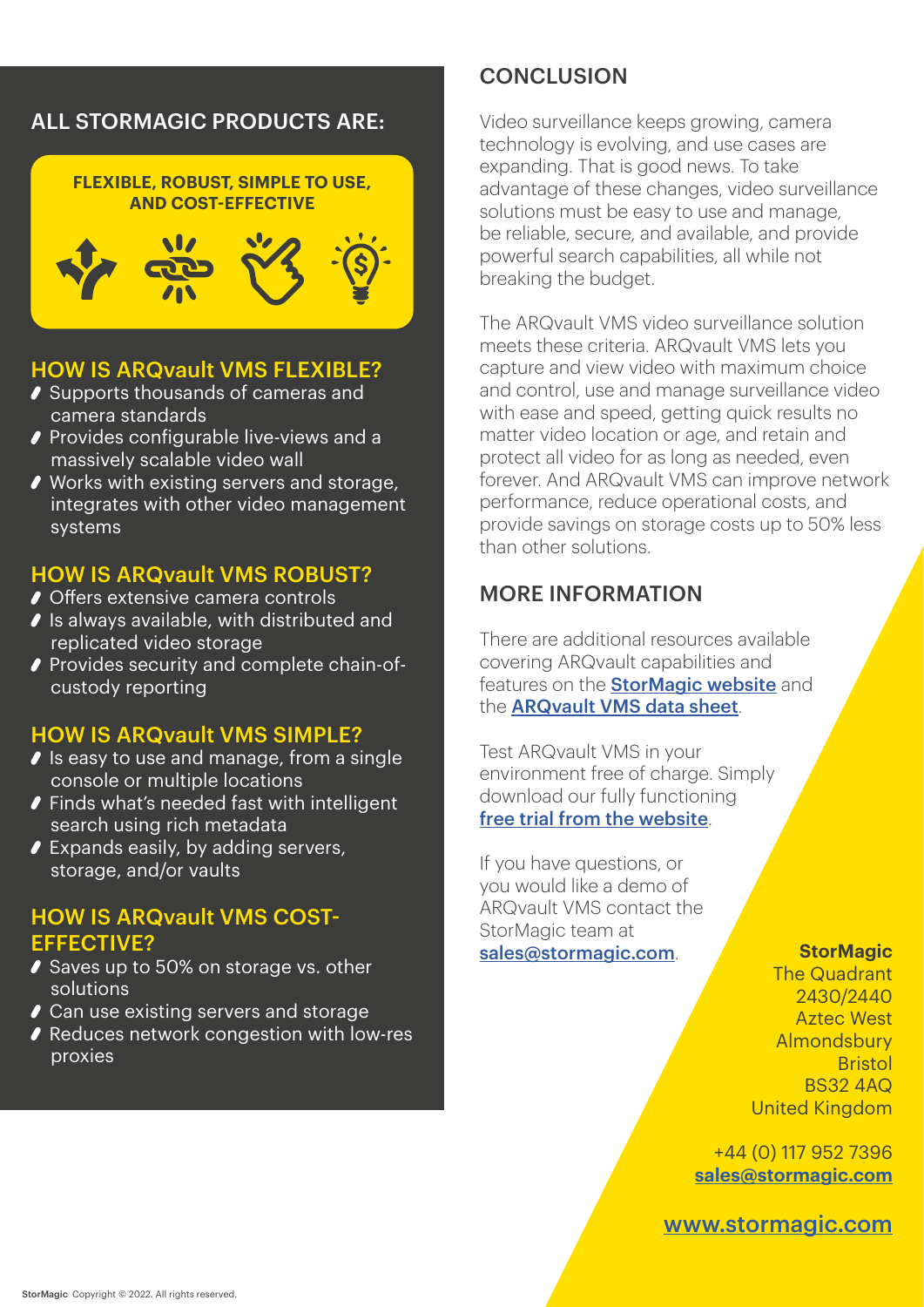## ALL STORMAGIC PRODUCTS ARE:

**FLEXIBLE, ROBUST, SIMPLE TO USE, AND COST-EFFECTIVE**

### HOW IS ARQvault VMS FLEXIBLE?

- Supports thousands of cameras and camera standards
- Provides configurable live-views and a massively scalable video wall
- Works with existing servers and storage, integrates with other video management systems

### HOW IS ARQvault VMS ROBUST?

- Offers extensive camera controls
- Is always available, with distributed and replicated video storage
- Provides security and complete chain-of-custody reporting

### HOW IS ARQvault VMS SIMPLE?

- Is easy to use and manage, from a single console or multiple locations
- Finds what's needed fast with intelligent search using rich metadata
- Expands easily, by adding servers, storage, and/or vaults

### HOW IS ARQvault VMS COST-EFFECTIVE?

- Saves up to 50% on storage vs. other solutions
- Can use existing servers and storage
- Reduces network congestion with low-res proxies

## CONCLUSION

Video surveillance keeps growing, camera technology is evolving, and use cases are expanding. That is good news. To take advantage of these changes, video surveillance solutions must be easy to use and manage, be reliable, secure, and available, and provide powerful search capabilities, all while not breaking the budget.

The ARQvault VMS video surveillance solution meets these criteria. ARQvault VMS lets you capture and view video with maximum choice and control, use and manage surveillance video with ease and speed, getting quick results no matter video location or age, and retain and protect all video for as long as needed, even forever. And ARQvault VMS can improve network performance, reduce operational costs, and provide savings on storage costs up to 50% less than other solutions.

## MORE INFORMATION

There are additional resources available covering ARQvault capabilities and features on the **StorMagic website** and the **ARQvault VMS data sheet**.

Test ARQvault VMS in your environment free of charge. Simply download our fully functioning free trial from the website.

If you have questions, or you would like a demo of ARQvault VMS contact the StorMagic team at sales@stormagic.com.

**StorMagic**
The Quadrant
2430/2440
Aztec West
Almondsbury
Bristol
BS32 4AQ
United Kingdom

+44 (0) 117 952 7396
**sales@stormagic.com**

www.stormagic.com

StorMagic. Copyright © 2022. All rights reserved.